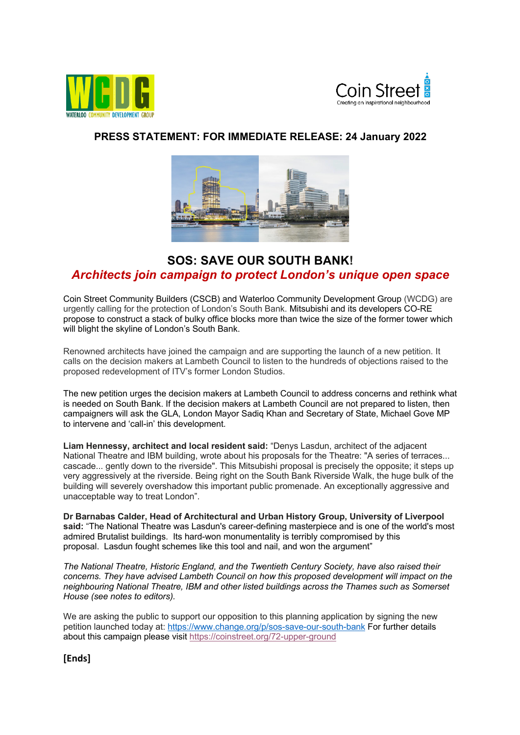**PRESS STATEMENT: FOR IMMEDIATE RELEASE: 24 January 2022**

# SOS: SAVE OUR SOUTH BANK!

## *Architects join campaign to protect London's unique open space*

Coin Street Community Builders (CSCB) and Waterloo Community Development Group (WCDG) are urgently calling for the protection of London's South Bank. Mitsubishi and its developers CO-RE propose to construct a stack of bulky office blocks more than twice the size of the former tower which will blight the skyline of London's South Bank.

Renowned architects have joined the campaign and are supporting the launch of a new petition. It calls on the decision makers at Lambeth Council to listen to the hundreds of objections raised to the proposed redevelopment of ITV's former London Studios.

The new petition urges the decision makers at Lambeth Council to address concerns and rethink what is needed on South Bank. If the decision makers at Lambeth Council are not prepared to listen, then campaigners will ask the GLA, London Mayor Sadiq Khan and Secretary of State, Michael Gove MP to intervene and 'call-in' this development.

**Liam Hennessy, architect and local resident said:** "Denys Lasdun, architect of the adjacent National Theatre and IBM building, wrote about his proposals for the Theatre: "A series of terraces... cascade... gently down to the riverside". This Mitsubishi proposal is precisely the opposite; it steps up very aggressively at the riverside. Being right on the South Bank Riverside Walk, the huge bulk of the building will severely overshadow this important public promenade. An exceptionally aggressive and unacceptable way to treat London".

**Dr Barnabas Calder, Head of Architectural and Urban History Group, University of Liverpool said:** "The National Theatre was Lasdun's career-defining masterpiece and is one of the world's most admired Brutalist buildings. Its hard-won monumentality is terribly compromised by this proposal. Lasdun fought schemes like this tool and nail, and won the argument"

*The National Theatre, Historic England, and the Twentieth Century Society, have also raised their concerns. They have advised Lambeth Council on how this proposed development will impact on the neighbouring National Theatre, IBM and other listed buildings across the Thames such as Somerset House (see notes to editors).*

We are asking the public to support our opposition to this planning application by signing the new petition launched today at: https://www.change.org/p/sos-save-our-south-bank For further details about this campaign please visit https://coinstreet.org/72-upper-ground

**[Ends]**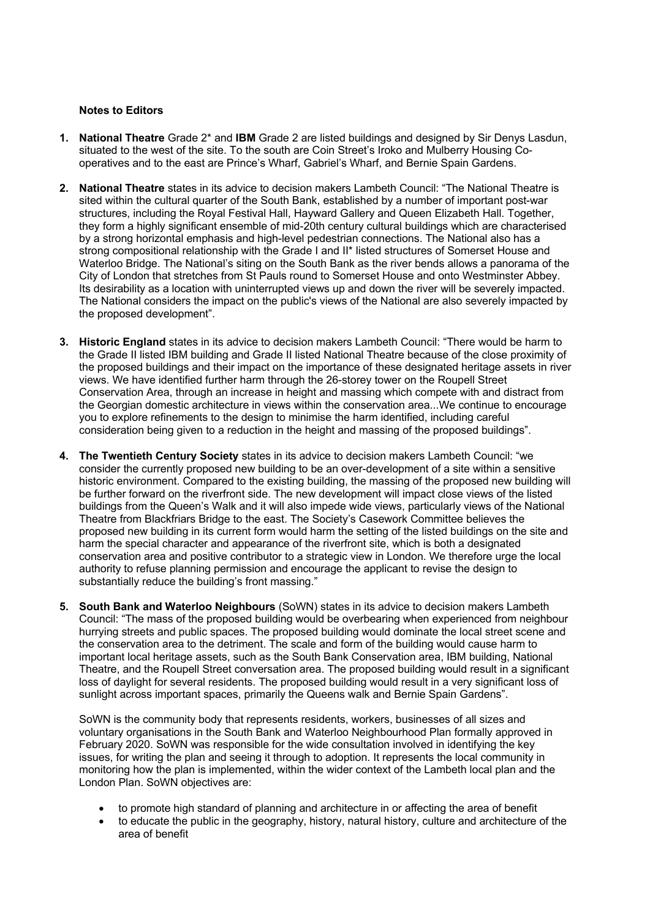**Notes to Editors**

1. **National Theatre** Grade 2* and **IBM** Grade 2 are listed buildings and designed by Sir Denys Lasdun, situated to the west of the site. To the south are Coin Street's Iroko and Mulberry Housing Co-operatives and to the east are Prince's Wharf, Gabriel's Wharf, and Bernie Spain Gardens.

2. **National Theatre** states in its advice to decision makers Lambeth Council: "The National Theatre is sited within the cultural quarter of the South Bank, established by a number of important post-war structures, including the Royal Festival Hall, Hayward Gallery and Queen Elizabeth Hall. Together, they form a highly significant ensemble of mid-20th century cultural buildings which are characterised by a strong horizontal emphasis and high-level pedestrian connections. The National also has a strong compositional relationship with the Grade I and II* listed structures of Somerset House and Waterloo Bridge. The National's siting on the South Bank as the river bends allows a panorama of the City of London that stretches from St Pauls round to Somerset House and onto Westminster Abbey. Its desirability as a location with uninterrupted views up and down the river will be severely impacted. The National considers the impact on the public's views of the National are also severely impacted by the proposed development".

3. **Historic England** states in its advice to decision makers Lambeth Council: "There would be harm to the Grade II listed IBM building and Grade II listed National Theatre because of the close proximity of the proposed buildings and their impact on the importance of these designated heritage assets in river views. We have identified further harm through the 26-storey tower on the Roupell Street Conservation Area, through an increase in height and massing which compete with and distract from the Georgian domestic architecture in views within the conservation area...We continue to encourage you to explore refinements to the design to minimise the harm identified, including careful consideration being given to a reduction in the height and massing of the proposed buildings".

4. **The Twentieth Century Society** states in its advice to decision makers Lambeth Council: "we consider the currently proposed new building to be an over-development of a site within a sensitive historic environment. Compared to the existing building, the massing of the proposed new building will be further forward on the riverfront side. The new development will impact close views of the listed buildings from the Queen's Walk and it will also impede wide views, particularly views of the National Theatre from Blackfriars Bridge to the east. The Society's Casework Committee believes the proposed new building in its current form would harm the setting of the listed buildings on the site and harm the special character and appearance of the riverfront site, which is both a designated conservation area and positive contributor to a strategic view in London. We therefore urge the local authority to refuse planning permission and encourage the applicant to revise the design to substantially reduce the building's front massing."

5. **South Bank and Waterloo Neighbours** (SoWN) states in its advice to decision makers Lambeth Council: "The mass of the proposed building would be overbearing when experienced from neighbour hurrying streets and public spaces. The proposed building would dominate the local street scene and the conservation area to the detriment. The scale and form of the building would cause harm to important local heritage assets, such as the South Bank Conservation area, IBM building, National Theatre, and the Roupell Street conversation area. The proposed building would result in a significant loss of daylight for several residents. The proposed building would result in a very significant loss of sunlight across important spaces, primarily the Queens walk and Bernie Spain Gardens".

   SoWN is the community body that represents residents, workers, businesses of all sizes and voluntary organisations in the South Bank and Waterloo Neighbourhood Plan formally approved in February 2020. SoWN was responsible for the wide consultation involved in identifying the key issues, for writing the plan and seeing it through to adoption. It represents the local community in monitoring how the plan is implemented, within the wider context of the Lambeth local plan and the London Plan. SoWN objectives are:

   - to promote high standard of planning and architecture in or affecting the area of benefit
   - to educate the public in the geography, history, natural history, culture and architecture of the area of benefit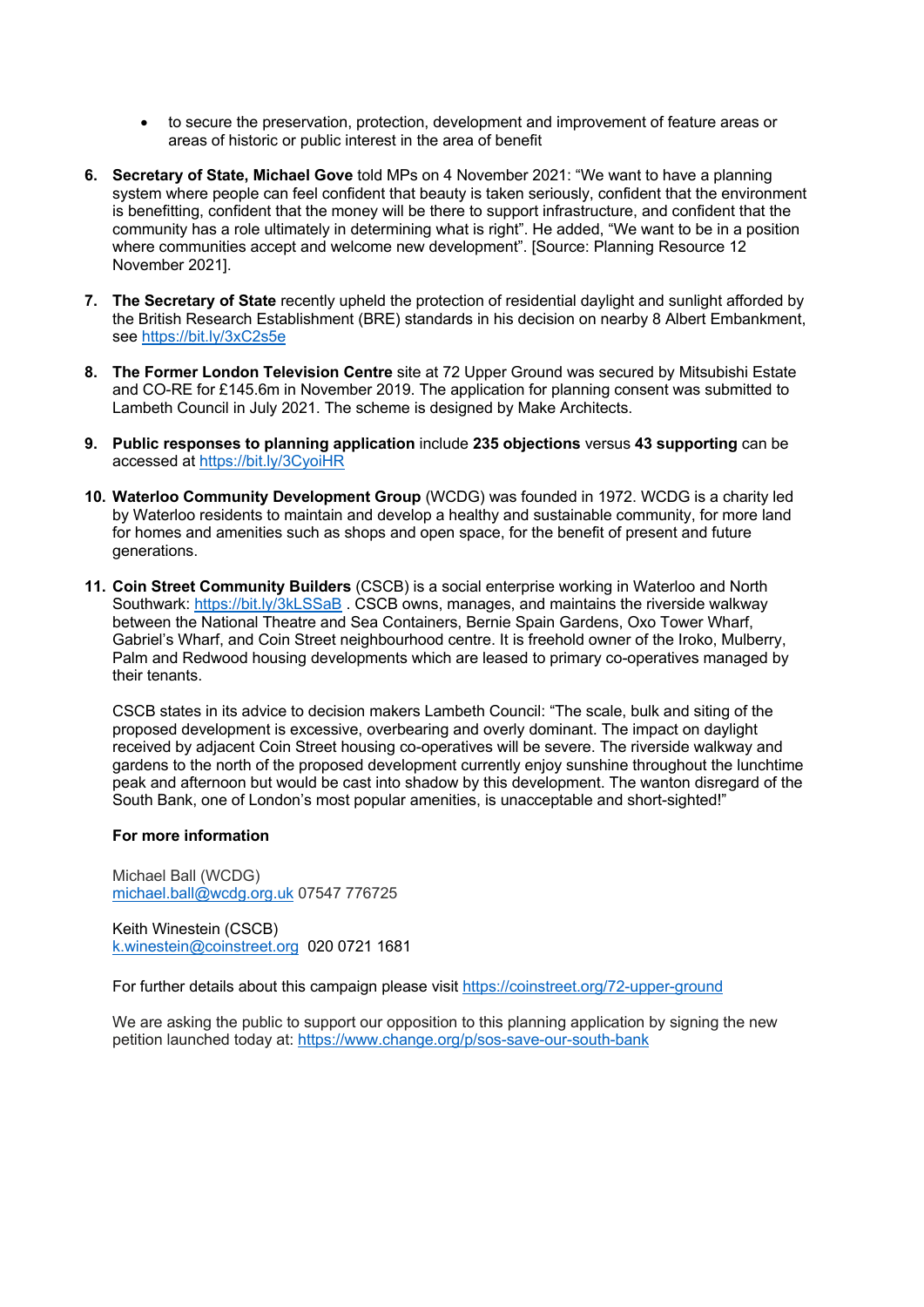- to secure the preservation, protection, development and improvement of feature areas or areas of historic or public interest in the area of benefit

6. **Secretary of State, Michael Gove** told MPs on 4 November 2021: "We want to have a planning system where people can feel confident that beauty is taken seriously, confident that the environment is benefitting, confident that the money will be there to support infrastructure, and confident that the community has a role ultimately in determining what is right". He added, "We want to be in a position where communities accept and welcome new development". [Source: Planning Resource 12 November 2021].

7. **The Secretary of State** recently upheld the protection of residential daylight and sunlight afforded by the British Research Establishment (BRE) standards in his decision on nearby 8 Albert Embankment, see https://bit.ly/3xC2s5e

8. **The Former London Television Centre** site at 72 Upper Ground was secured by Mitsubishi Estate and CO-RE for £145.6m in November 2019. The application for planning consent was submitted to Lambeth Council in July 2021. The scheme is designed by Make Architects.

9. **Public responses to planning application** include **235 objections** versus **43 supporting** can be accessed at https://bit.ly/3CyoiHR

10. **Waterloo Community Development Group** (WCDG) was founded in 1972. WCDG is a charity led by Waterloo residents to maintain and develop a healthy and sustainable community, for more land for homes and amenities such as shops and open space, for the benefit of present and future generations.

11. **Coin Street Community Builders** (CSCB) is a social enterprise working in Waterloo and North Southwark: https://bit.ly/3kLSSaB . CSCB owns, manages, and maintains the riverside walkway between the National Theatre and Sea Containers, Bernie Spain Gardens, Oxo Tower Wharf, Gabriel's Wharf, and Coin Street neighbourhood centre. It is freehold owner of the Iroko, Mulberry, Palm and Redwood housing developments which are leased to primary co-operatives managed by their tenants.

    CSCB states in its advice to decision makers Lambeth Council: "The scale, bulk and siting of the proposed development is excessive, overbearing and overly dominant. The impact on daylight received by adjacent Coin Street housing co-operatives will be severe. The riverside walkway and gardens to the north of the proposed development currently enjoy sunshine throughout the lunchtime peak and afternoon but would be cast into shadow by this development. The wanton disregard of the South Bank, one of London's most popular amenities, is unacceptable and short-sighted!"

**For more information**

Michael Ball (WCDG)
michael.ball@wcdg.org.uk 07547 776725

Keith Winestein (CSCB)
k.winestein@coinstreet.org 020 0721 1681

For further details about this campaign please visit https://coinstreet.org/72-upper-ground

We are asking the public to support our opposition to this planning application by signing the new petition launched today at: https://www.change.org/p/sos-save-our-south-bank